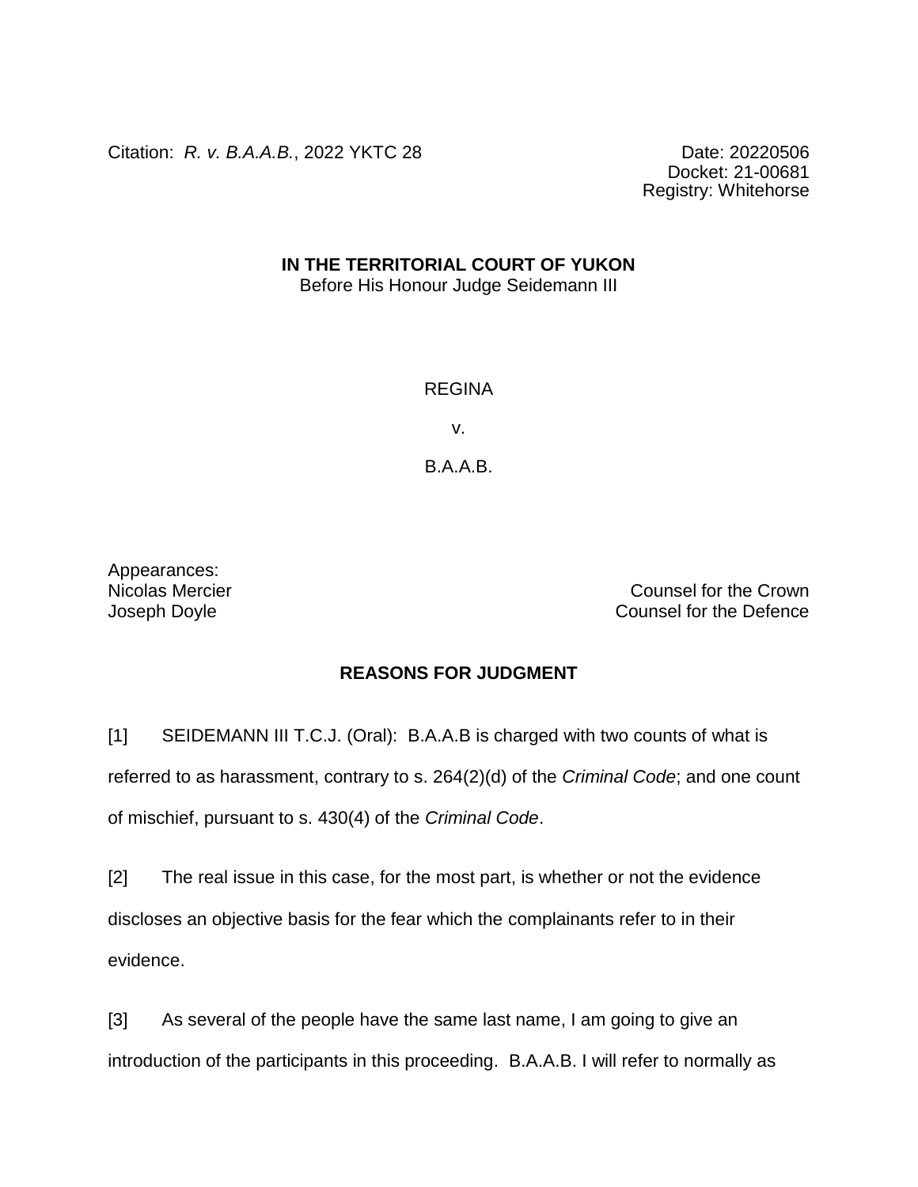Citation: *R. v. B.A.A.B.*, 2022 YKTC 28

Date: 20220506
Docket: 21-00681
Registry: Whitehorse

**IN THE TERRITORIAL COURT OF YUKON**
Before His Honour Judge Seidemann III

REGINA

v.

B.A.A.B.

Appearances:
Nicolas Mercier — Counsel for the Crown
Joseph Doyle — Counsel for the Defence

**REASONS FOR JUDGMENT**

[1] SEIDEMANN III T.C.J. (Oral): B.A.A.B is charged with two counts of what is referred to as harassment, contrary to s. 264(2)(d) of the *Criminal Code*; and one count of mischief, pursuant to s. 430(4) of the *Criminal Code*.

[2] The real issue in this case, for the most part, is whether or not the evidence discloses an objective basis for the fear which the complainants refer to in their evidence.

[3] As several of the people have the same last name, I am going to give an introduction of the participants in this proceeding. B.A.A.B. I will refer to normally as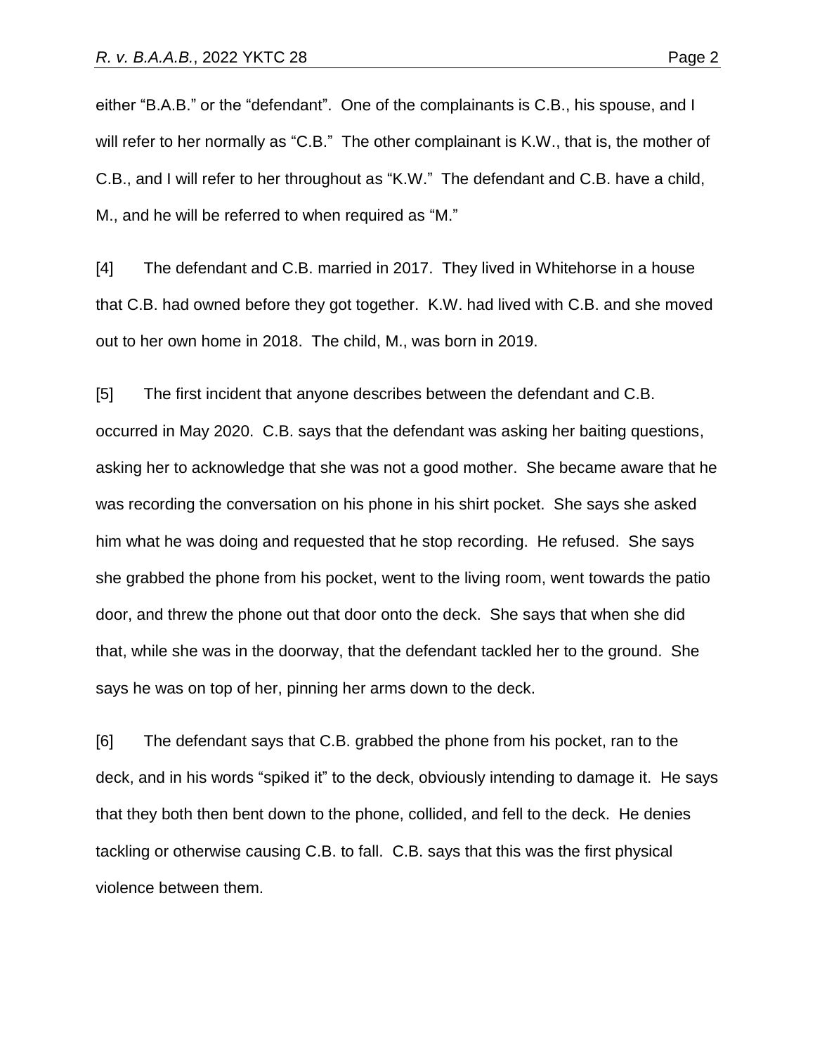either "B.A.B." or the "defendant". One of the complainants is C.B., his spouse, and I will refer to her normally as "C.B." The other complainant is K.W., that is, the mother of C.B., and I will refer to her throughout as "K.W." The defendant and C.B. have a child, M., and he will be referred to when required as "M."

[4] The defendant and C.B. married in 2017. They lived in Whitehorse in a house that C.B. had owned before they got together. K.W. had lived with C.B. and she moved out to her own home in 2018. The child, M., was born in 2019.

[5] The first incident that anyone describes between the defendant and C.B. occurred in May 2020. C.B. says that the defendant was asking her baiting questions, asking her to acknowledge that she was not a good mother. She became aware that he was recording the conversation on his phone in his shirt pocket. She says she asked him what he was doing and requested that he stop recording. He refused. She says she grabbed the phone from his pocket, went to the living room, went towards the patio door, and threw the phone out that door onto the deck. She says that when she did that, while she was in the doorway, that the defendant tackled her to the ground. She says he was on top of her, pinning her arms down to the deck.

[6] The defendant says that C.B. grabbed the phone from his pocket, ran to the deck, and in his words "spiked it" to the deck, obviously intending to damage it. He says that they both then bent down to the phone, collided, and fell to the deck. He denies tackling or otherwise causing C.B. to fall. C.B. says that this was the first physical violence between them.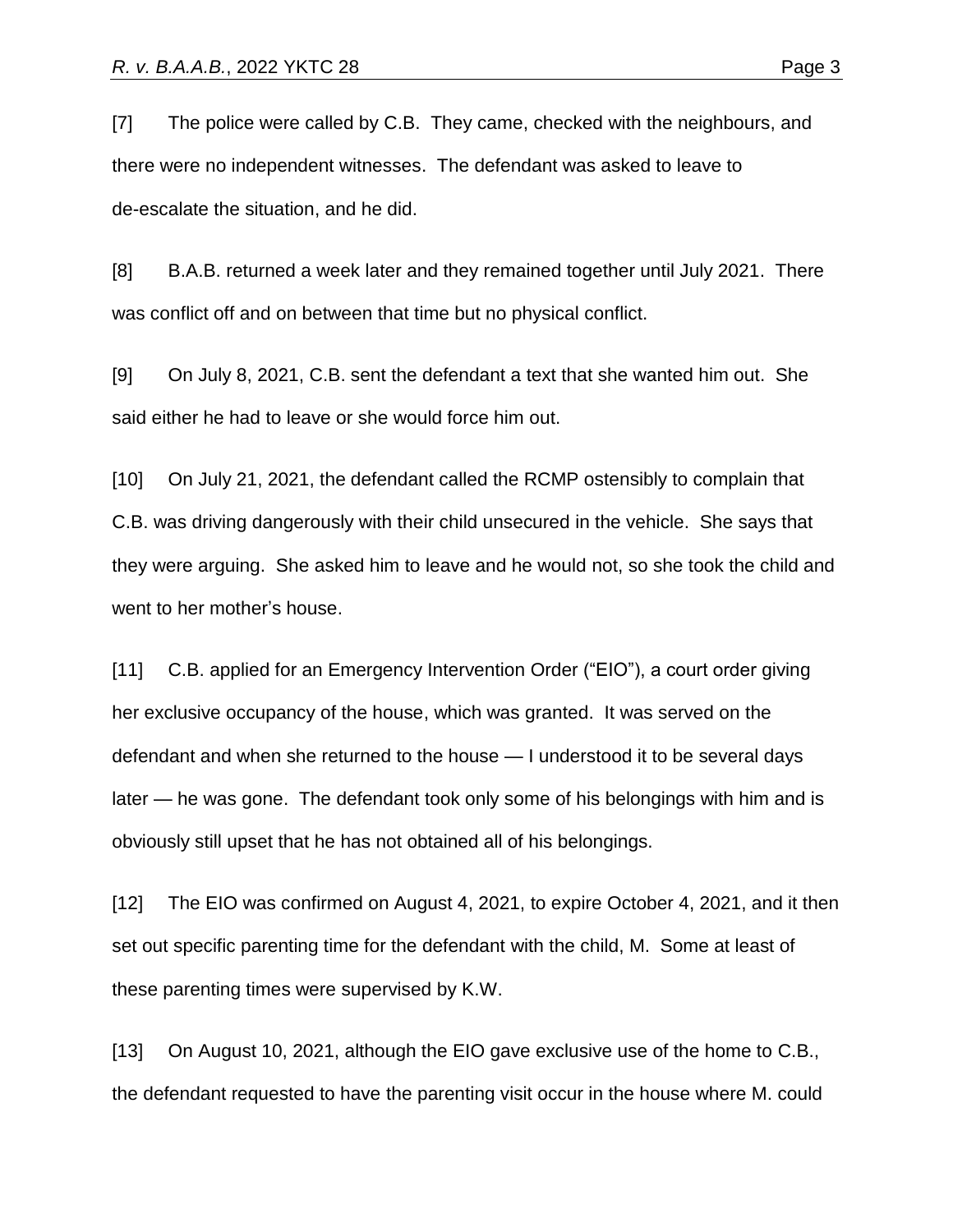[7] The police were called by C.B. They came, checked with the neighbours, and there were no independent witnesses. The defendant was asked to leave to de-escalate the situation, and he did.

[8] B.A.B. returned a week later and they remained together until July 2021. There was conflict off and on between that time but no physical conflict.

[9] On July 8, 2021, C.B. sent the defendant a text that she wanted him out. She said either he had to leave or she would force him out.

[10] On July 21, 2021, the defendant called the RCMP ostensibly to complain that C.B. was driving dangerously with their child unsecured in the vehicle. She says that they were arguing. She asked him to leave and he would not, so she took the child and went to her mother's house.

[11] C.B. applied for an Emergency Intervention Order ("EIO"), a court order giving her exclusive occupancy of the house, which was granted. It was served on the defendant and when she returned to the house — I understood it to be several days later — he was gone. The defendant took only some of his belongings with him and is obviously still upset that he has not obtained all of his belongings.

[12] The EIO was confirmed on August 4, 2021, to expire October 4, 2021, and it then set out specific parenting time for the defendant with the child, M. Some at least of these parenting times were supervised by K.W.

[13] On August 10, 2021, although the EIO gave exclusive use of the home to C.B., the defendant requested to have the parenting visit occur in the house where M. could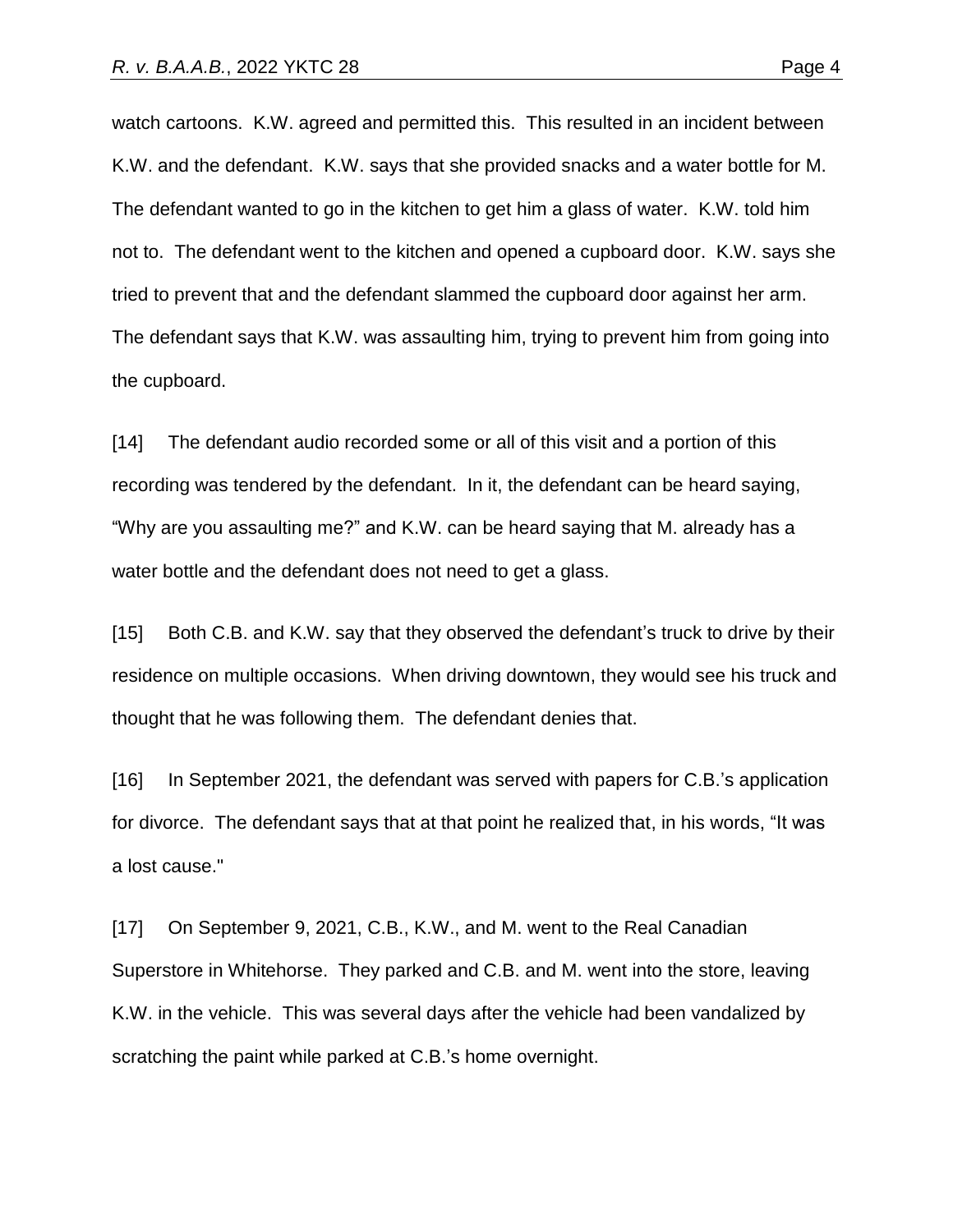watch cartoons. K.W. agreed and permitted this. This resulted in an incident between K.W. and the defendant. K.W. says that she provided snacks and a water bottle for M. The defendant wanted to go in the kitchen to get him a glass of water. K.W. told him not to. The defendant went to the kitchen and opened a cupboard door. K.W. says she tried to prevent that and the defendant slammed the cupboard door against her arm. The defendant says that K.W. was assaulting him, trying to prevent him from going into the cupboard.

[14] The defendant audio recorded some or all of this visit and a portion of this recording was tendered by the defendant. In it, the defendant can be heard saying, "Why are you assaulting me?" and K.W. can be heard saying that M. already has a water bottle and the defendant does not need to get a glass.

[15] Both C.B. and K.W. say that they observed the defendant's truck to drive by their residence on multiple occasions. When driving downtown, they would see his truck and thought that he was following them. The defendant denies that.

[16] In September 2021, the defendant was served with papers for C.B.'s application for divorce. The defendant says that at that point he realized that, in his words, "It was a lost cause."

[17] On September 9, 2021, C.B., K.W., and M. went to the Real Canadian Superstore in Whitehorse. They parked and C.B. and M. went into the store, leaving K.W. in the vehicle. This was several days after the vehicle had been vandalized by scratching the paint while parked at C.B.'s home overnight.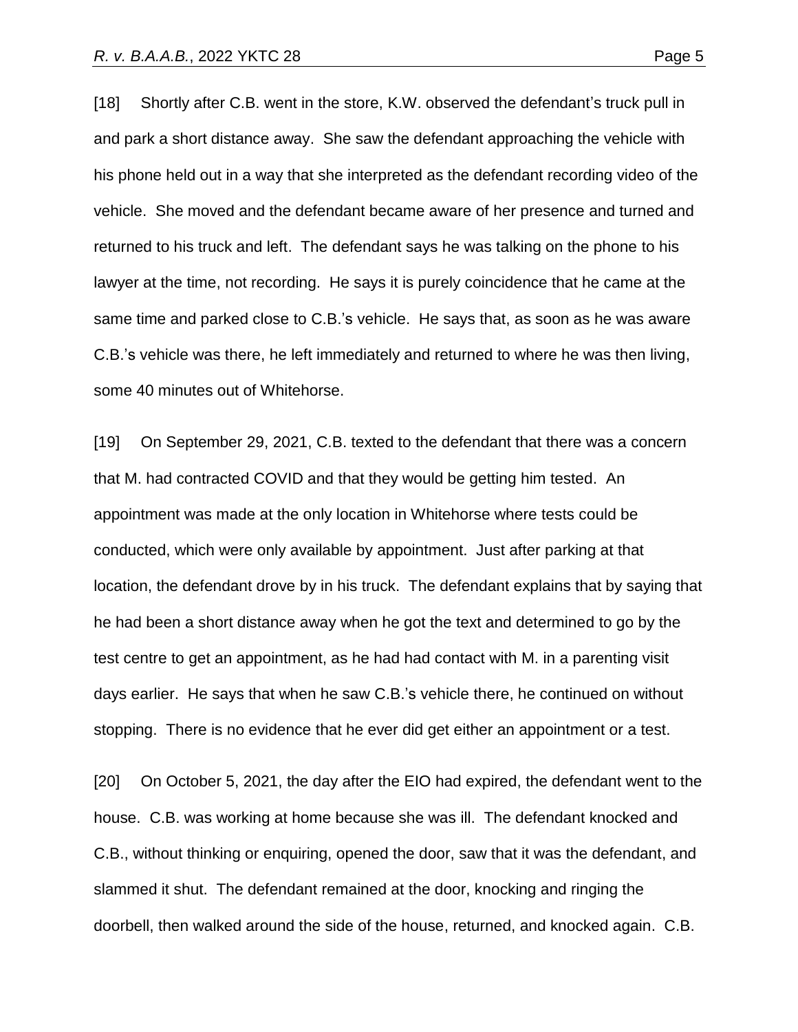[18] Shortly after C.B. went in the store, K.W. observed the defendant's truck pull in and park a short distance away. She saw the defendant approaching the vehicle with his phone held out in a way that she interpreted as the defendant recording video of the vehicle. She moved and the defendant became aware of her presence and turned and returned to his truck and left. The defendant says he was talking on the phone to his lawyer at the time, not recording. He says it is purely coincidence that he came at the same time and parked close to C.B.'s vehicle. He says that, as soon as he was aware C.B.'s vehicle was there, he left immediately and returned to where he was then living, some 40 minutes out of Whitehorse.

[19] On September 29, 2021, C.B. texted to the defendant that there was a concern that M. had contracted COVID and that they would be getting him tested. An appointment was made at the only location in Whitehorse where tests could be conducted, which were only available by appointment. Just after parking at that location, the defendant drove by in his truck. The defendant explains that by saying that he had been a short distance away when he got the text and determined to go by the test centre to get an appointment, as he had had contact with M. in a parenting visit days earlier. He says that when he saw C.B.'s vehicle there, he continued on without stopping. There is no evidence that he ever did get either an appointment or a test.

[20] On October 5, 2021, the day after the EIO had expired, the defendant went to the house. C.B. was working at home because she was ill. The defendant knocked and C.B., without thinking or enquiring, opened the door, saw that it was the defendant, and slammed it shut. The defendant remained at the door, knocking and ringing the doorbell, then walked around the side of the house, returned, and knocked again. C.B.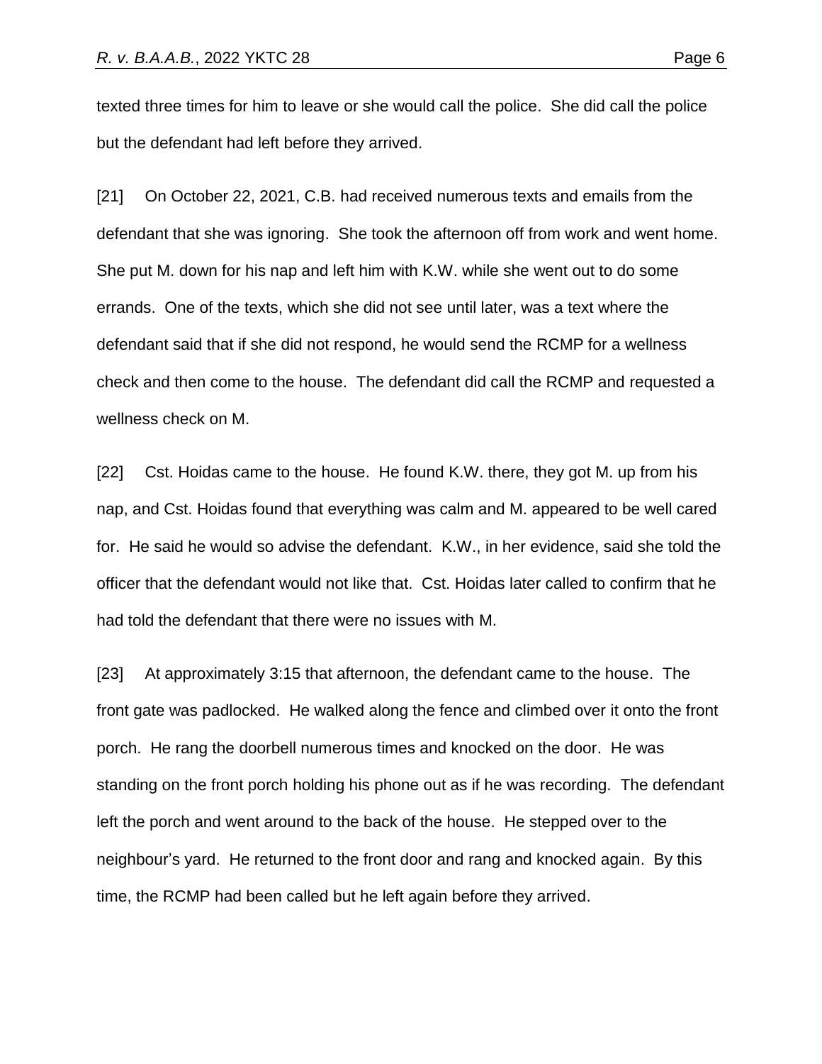texted three times for him to leave or she would call the police. She did call the police but the defendant had left before they arrived.

[21] On October 22, 2021, C.B. had received numerous texts and emails from the defendant that she was ignoring. She took the afternoon off from work and went home. She put M. down for his nap and left him with K.W. while she went out to do some errands. One of the texts, which she did not see until later, was a text where the defendant said that if she did not respond, he would send the RCMP for a wellness check and then come to the house. The defendant did call the RCMP and requested a wellness check on M.

[22] Cst. Hoidas came to the house. He found K.W. there, they got M. up from his nap, and Cst. Hoidas found that everything was calm and M. appeared to be well cared for. He said he would so advise the defendant. K.W., in her evidence, said she told the officer that the defendant would not like that. Cst. Hoidas later called to confirm that he had told the defendant that there were no issues with M.

[23] At approximately 3:15 that afternoon, the defendant came to the house. The front gate was padlocked. He walked along the fence and climbed over it onto the front porch. He rang the doorbell numerous times and knocked on the door. He was standing on the front porch holding his phone out as if he was recording. The defendant left the porch and went around to the back of the house. He stepped over to the neighbour's yard. He returned to the front door and rang and knocked again. By this time, the RCMP had been called but he left again before they arrived.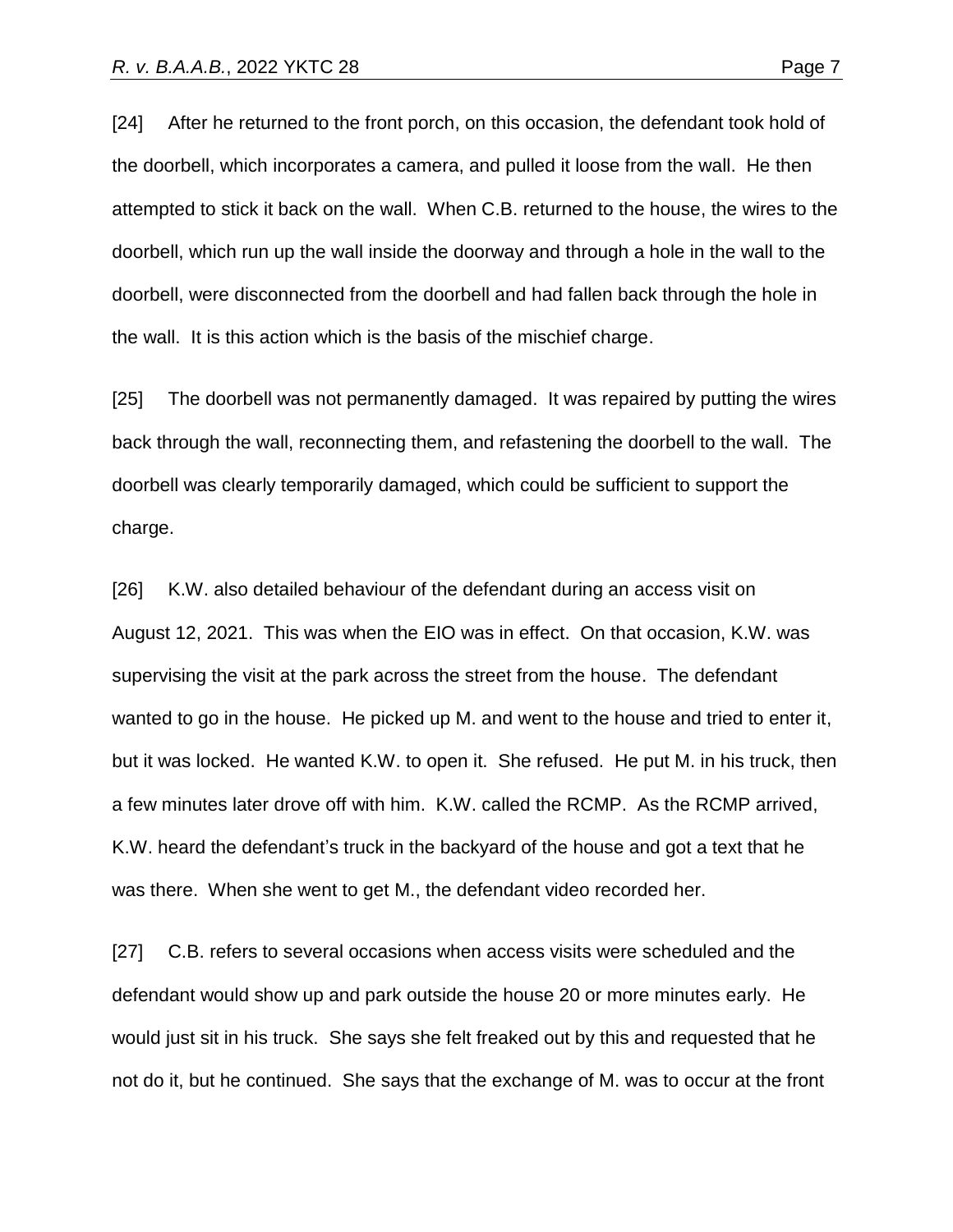[24] After he returned to the front porch, on this occasion, the defendant took hold of the doorbell, which incorporates a camera, and pulled it loose from the wall. He then attempted to stick it back on the wall. When C.B. returned to the house, the wires to the doorbell, which run up the wall inside the doorway and through a hole in the wall to the doorbell, were disconnected from the doorbell and had fallen back through the hole in the wall. It is this action which is the basis of the mischief charge.

[25] The doorbell was not permanently damaged. It was repaired by putting the wires back through the wall, reconnecting them, and refastening the doorbell to the wall. The doorbell was clearly temporarily damaged, which could be sufficient to support the charge.

[26] K.W. also detailed behaviour of the defendant during an access visit on August 12, 2021. This was when the EIO was in effect. On that occasion, K.W. was supervising the visit at the park across the street from the house. The defendant wanted to go in the house. He picked up M. and went to the house and tried to enter it, but it was locked. He wanted K.W. to open it. She refused. He put M. in his truck, then a few minutes later drove off with him. K.W. called the RCMP. As the RCMP arrived, K.W. heard the defendant's truck in the backyard of the house and got a text that he was there. When she went to get M., the defendant video recorded her.

[27] C.B. refers to several occasions when access visits were scheduled and the defendant would show up and park outside the house 20 or more minutes early. He would just sit in his truck. She says she felt freaked out by this and requested that he not do it, but he continued. She says that the exchange of M. was to occur at the front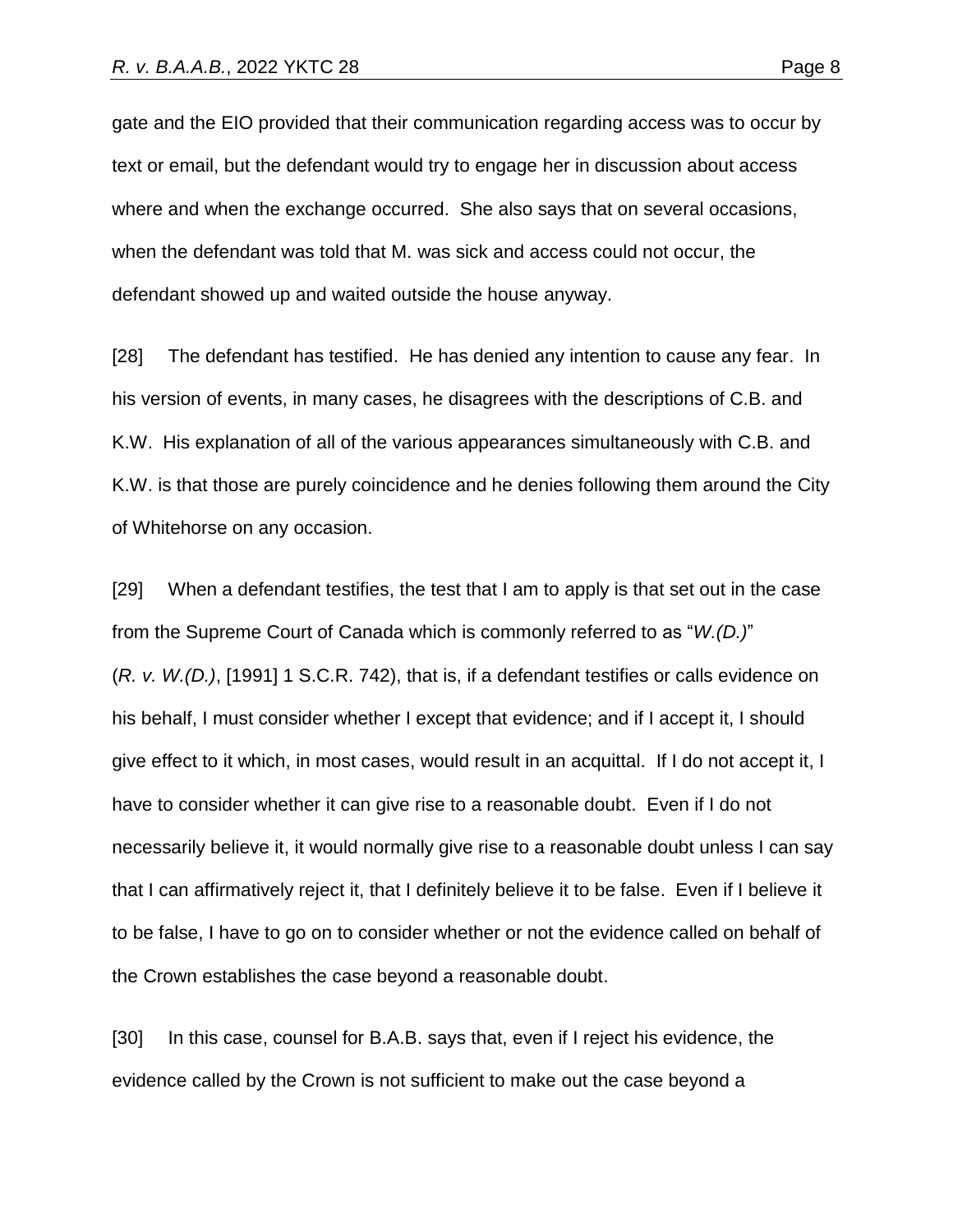gate and the EIO provided that their communication regarding access was to occur by text or email, but the defendant would try to engage her in discussion about access where and when the exchange occurred. She also says that on several occasions, when the defendant was told that M. was sick and access could not occur, the defendant showed up and waited outside the house anyway.

[28] The defendant has testified. He has denied any intention to cause any fear. In his version of events, in many cases, he disagrees with the descriptions of C.B. and K.W. His explanation of all of the various appearances simultaneously with C.B. and K.W. is that those are purely coincidence and he denies following them around the City of Whitehorse on any occasion.

[29] When a defendant testifies, the test that I am to apply is that set out in the case from the Supreme Court of Canada which is commonly referred to as "*W.(D.)*" (*R. v. W.(D.)*, [1991] 1 S.C.R. 742), that is, if a defendant testifies or calls evidence on his behalf, I must consider whether I except that evidence; and if I accept it, I should give effect to it which, in most cases, would result in an acquittal. If I do not accept it, I have to consider whether it can give rise to a reasonable doubt. Even if I do not necessarily believe it, it would normally give rise to a reasonable doubt unless I can say that I can affirmatively reject it, that I definitely believe it to be false. Even if I believe it to be false, I have to go on to consider whether or not the evidence called on behalf of the Crown establishes the case beyond a reasonable doubt.

[30] In this case, counsel for B.A.B. says that, even if I reject his evidence, the evidence called by the Crown is not sufficient to make out the case beyond a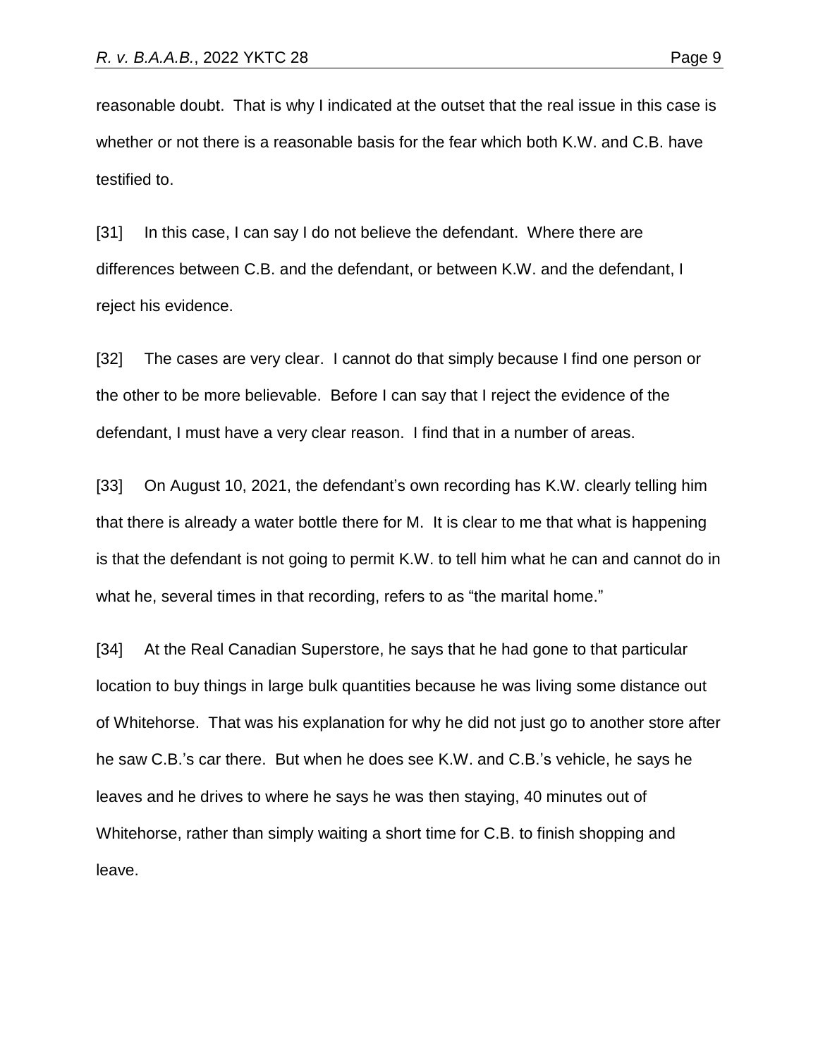reasonable doubt. That is why I indicated at the outset that the real issue in this case is whether or not there is a reasonable basis for the fear which both K.W. and C.B. have testified to.

[31] In this case, I can say I do not believe the defendant. Where there are differences between C.B. and the defendant, or between K.W. and the defendant, I reject his evidence.

[32] The cases are very clear. I cannot do that simply because I find one person or the other to be more believable. Before I can say that I reject the evidence of the defendant, I must have a very clear reason. I find that in a number of areas.

[33] On August 10, 2021, the defendant's own recording has K.W. clearly telling him that there is already a water bottle there for M. It is clear to me that what is happening is that the defendant is not going to permit K.W. to tell him what he can and cannot do in what he, several times in that recording, refers to as "the marital home."

[34] At the Real Canadian Superstore, he says that he had gone to that particular location to buy things in large bulk quantities because he was living some distance out of Whitehorse. That was his explanation for why he did not just go to another store after he saw C.B.'s car there. But when he does see K.W. and C.B.'s vehicle, he says he leaves and he drives to where he says he was then staying, 40 minutes out of Whitehorse, rather than simply waiting a short time for C.B. to finish shopping and leave.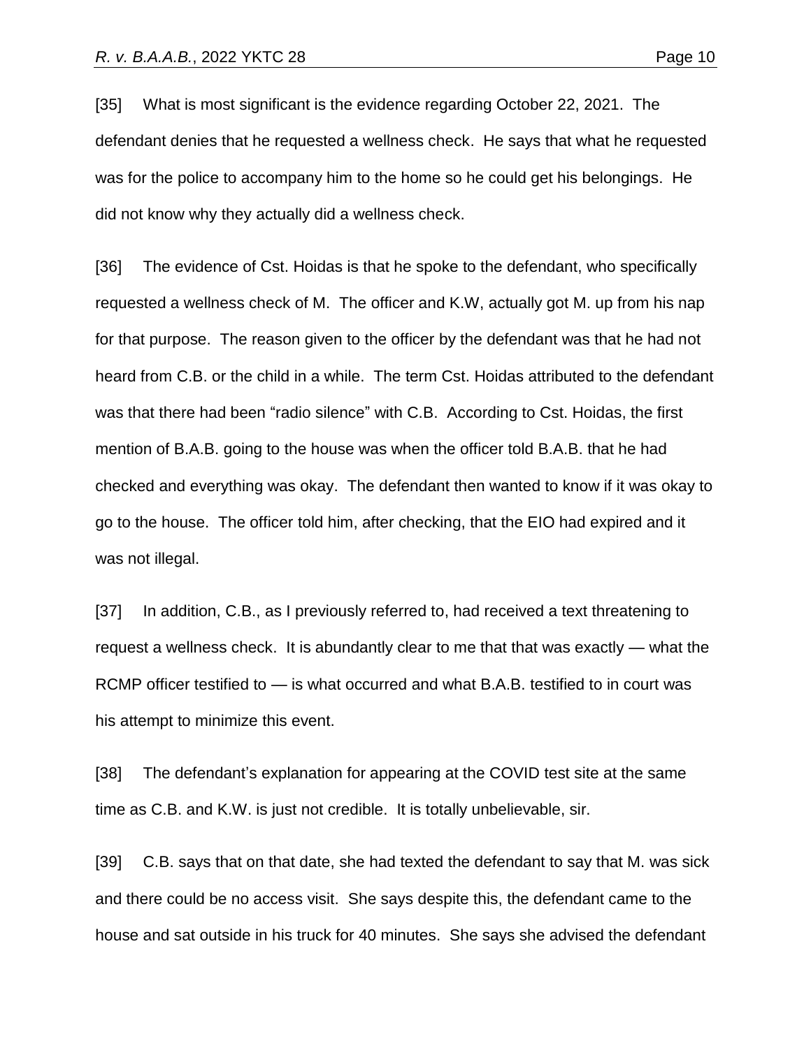[35] What is most significant is the evidence regarding October 22, 2021. The defendant denies that he requested a wellness check. He says that what he requested was for the police to accompany him to the home so he could get his belongings. He did not know why they actually did a wellness check.

[36] The evidence of Cst. Hoidas is that he spoke to the defendant, who specifically requested a wellness check of M. The officer and K.W, actually got M. up from his nap for that purpose. The reason given to the officer by the defendant was that he had not heard from C.B. or the child in a while. The term Cst. Hoidas attributed to the defendant was that there had been "radio silence" with C.B. According to Cst. Hoidas, the first mention of B.A.B. going to the house was when the officer told B.A.B. that he had checked and everything was okay. The defendant then wanted to know if it was okay to go to the house. The officer told him, after checking, that the EIO had expired and it was not illegal.

[37] In addition, C.B., as I previously referred to, had received a text threatening to request a wellness check. It is abundantly clear to me that that was exactly — what the RCMP officer testified to — is what occurred and what B.A.B. testified to in court was his attempt to minimize this event.

[38] The defendant's explanation for appearing at the COVID test site at the same time as C.B. and K.W. is just not credible. It is totally unbelievable, sir.

[39] C.B. says that on that date, she had texted the defendant to say that M. was sick and there could be no access visit. She says despite this, the defendant came to the house and sat outside in his truck for 40 minutes. She says she advised the defendant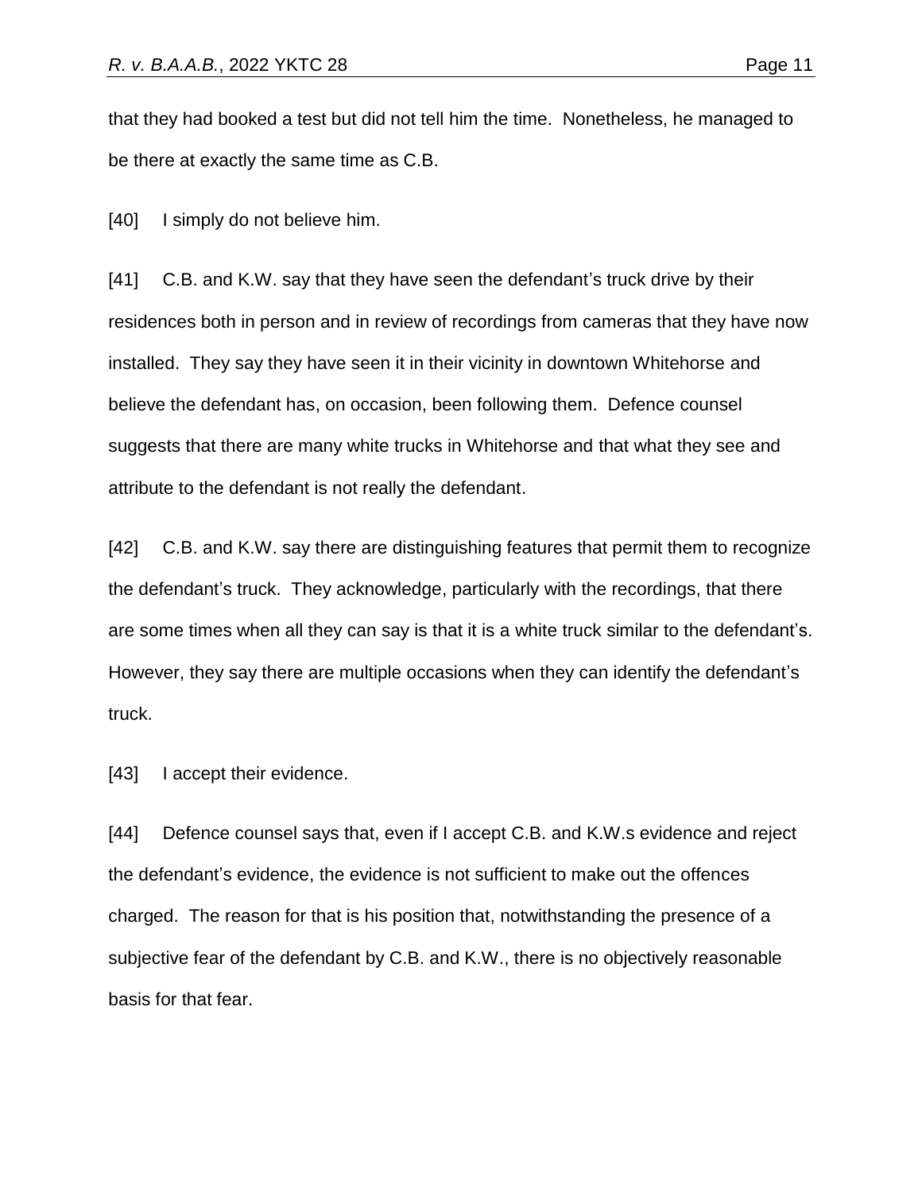that they had booked a test but did not tell him the time. Nonetheless, he managed to be there at exactly the same time as C.B.

[40] I simply do not believe him.

[41] C.B. and K.W. say that they have seen the defendant's truck drive by their residences both in person and in review of recordings from cameras that they have now installed. They say they have seen it in their vicinity in downtown Whitehorse and believe the defendant has, on occasion, been following them. Defence counsel suggests that there are many white trucks in Whitehorse and that what they see and attribute to the defendant is not really the defendant.

[42] C.B. and K.W. say there are distinguishing features that permit them to recognize the defendant's truck. They acknowledge, particularly with the recordings, that there are some times when all they can say is that it is a white truck similar to the defendant's. However, they say there are multiple occasions when they can identify the defendant's truck.

[43] I accept their evidence.

[44] Defence counsel says that, even if I accept C.B. and K.W.s evidence and reject the defendant's evidence, the evidence is not sufficient to make out the offences charged. The reason for that is his position that, notwithstanding the presence of a subjective fear of the defendant by C.B. and K.W., there is no objectively reasonable basis for that fear.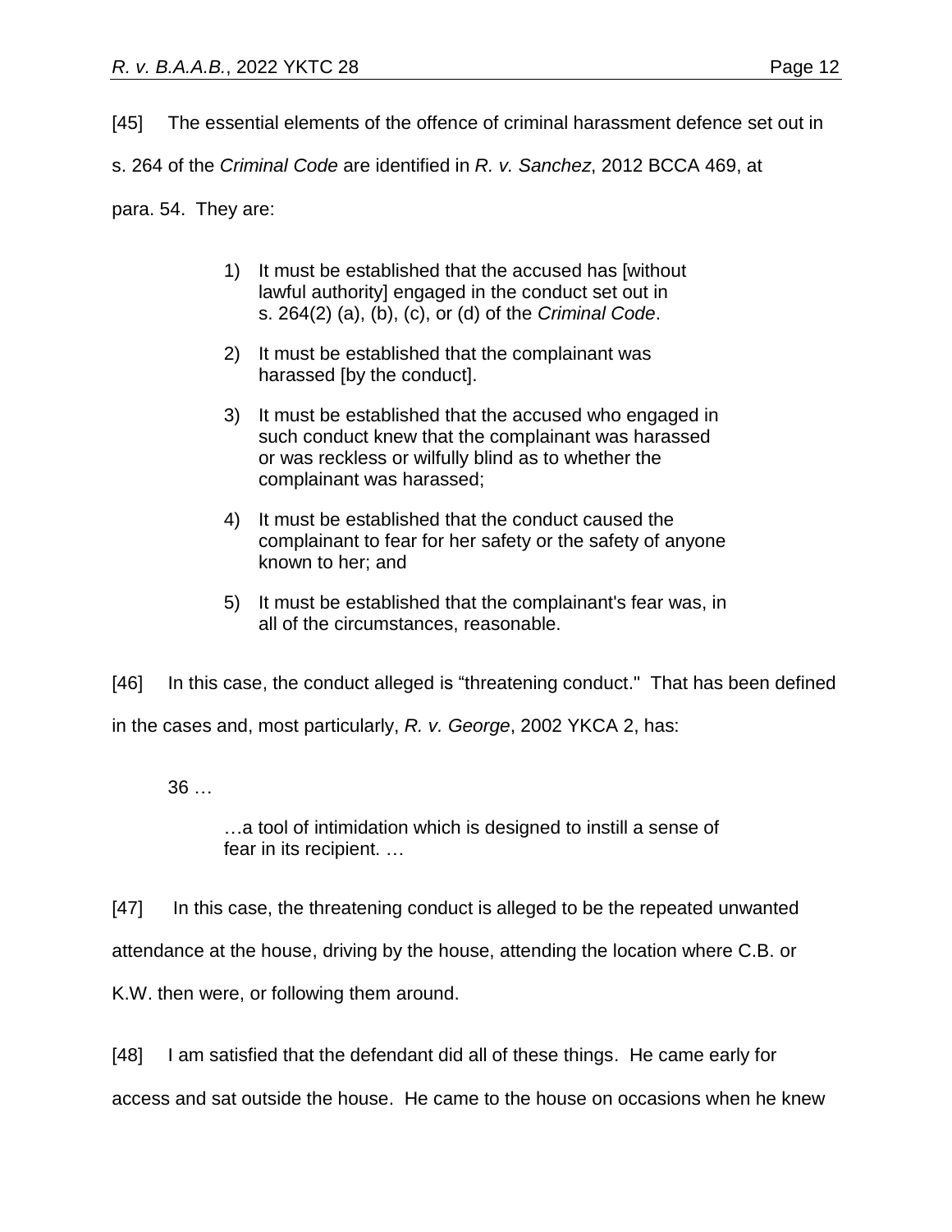[45] The essential elements of the offence of criminal harassment defence set out in s. 264 of the *Criminal Code* are identified in *R. v. Sanchez*, 2012 BCCA 469, at para. 54. They are:

> 1) It must be established that the accused has [without lawful authority] engaged in the conduct set out in s. 264(2) (a), (b), (c), or (d) of the *Criminal Code*.
>
> 2) It must be established that the complainant was harassed [by the conduct].
>
> 3) It must be established that the accused who engaged in such conduct knew that the complainant was harassed or was reckless or wilfully blind as to whether the complainant was harassed;
>
> 4) It must be established that the conduct caused the complainant to fear for her safety or the safety of anyone known to her; and
>
> 5) It must be established that the complainant's fear was, in all of the circumstances, reasonable.

[46] In this case, the conduct alleged is "threatening conduct." That has been defined in the cases and, most particularly, *R. v. George*, 2002 YKCA 2, has:

> 36 …
>
> …a tool of intimidation which is designed to instill a sense of fear in its recipient. …

[47] In this case, the threatening conduct is alleged to be the repeated unwanted attendance at the house, driving by the house, attending the location where C.B. or K.W. then were, or following them around.

[48] I am satisfied that the defendant did all of these things. He came early for access and sat outside the house. He came to the house on occasions when he knew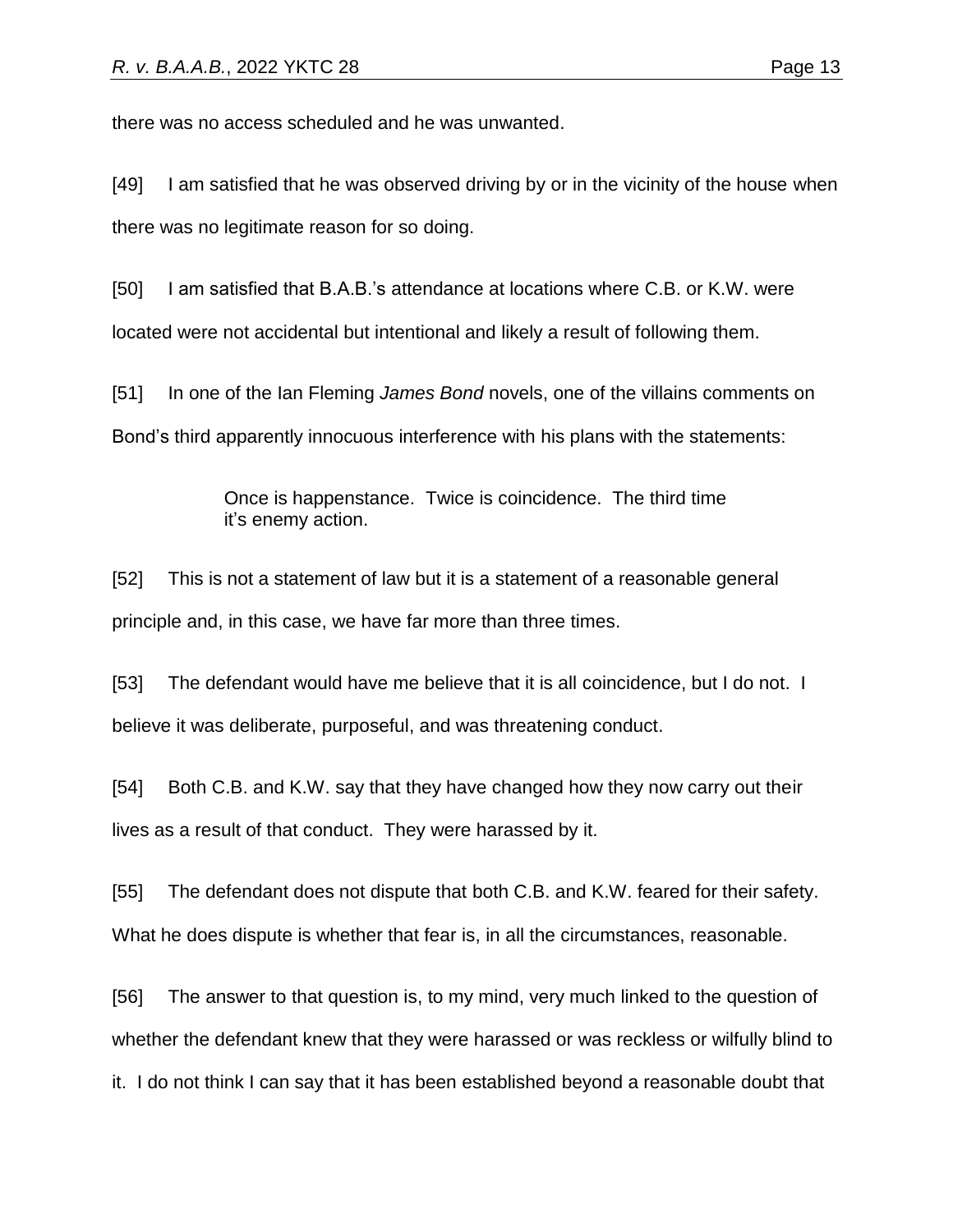there was no access scheduled and he was unwanted.

[49] I am satisfied that he was observed driving by or in the vicinity of the house when there was no legitimate reason for so doing.

[50] I am satisfied that B.A.B.'s attendance at locations where C.B. or K.W. were located were not accidental but intentional and likely a result of following them.

[51] In one of the Ian Fleming *James Bond* novels, one of the villains comments on Bond's third apparently innocuous interference with his plans with the statements:

> Once is happenstance. Twice is coincidence. The third time it's enemy action.

[52] This is not a statement of law but it is a statement of a reasonable general principle and, in this case, we have far more than three times.

[53] The defendant would have me believe that it is all coincidence, but I do not. I believe it was deliberate, purposeful, and was threatening conduct.

[54] Both C.B. and K.W. say that they have changed how they now carry out their lives as a result of that conduct. They were harassed by it.

[55] The defendant does not dispute that both C.B. and K.W. feared for their safety. What he does dispute is whether that fear is, in all the circumstances, reasonable.

[56] The answer to that question is, to my mind, very much linked to the question of whether the defendant knew that they were harassed or was reckless or wilfully blind to it. I do not think I can say that it has been established beyond a reasonable doubt that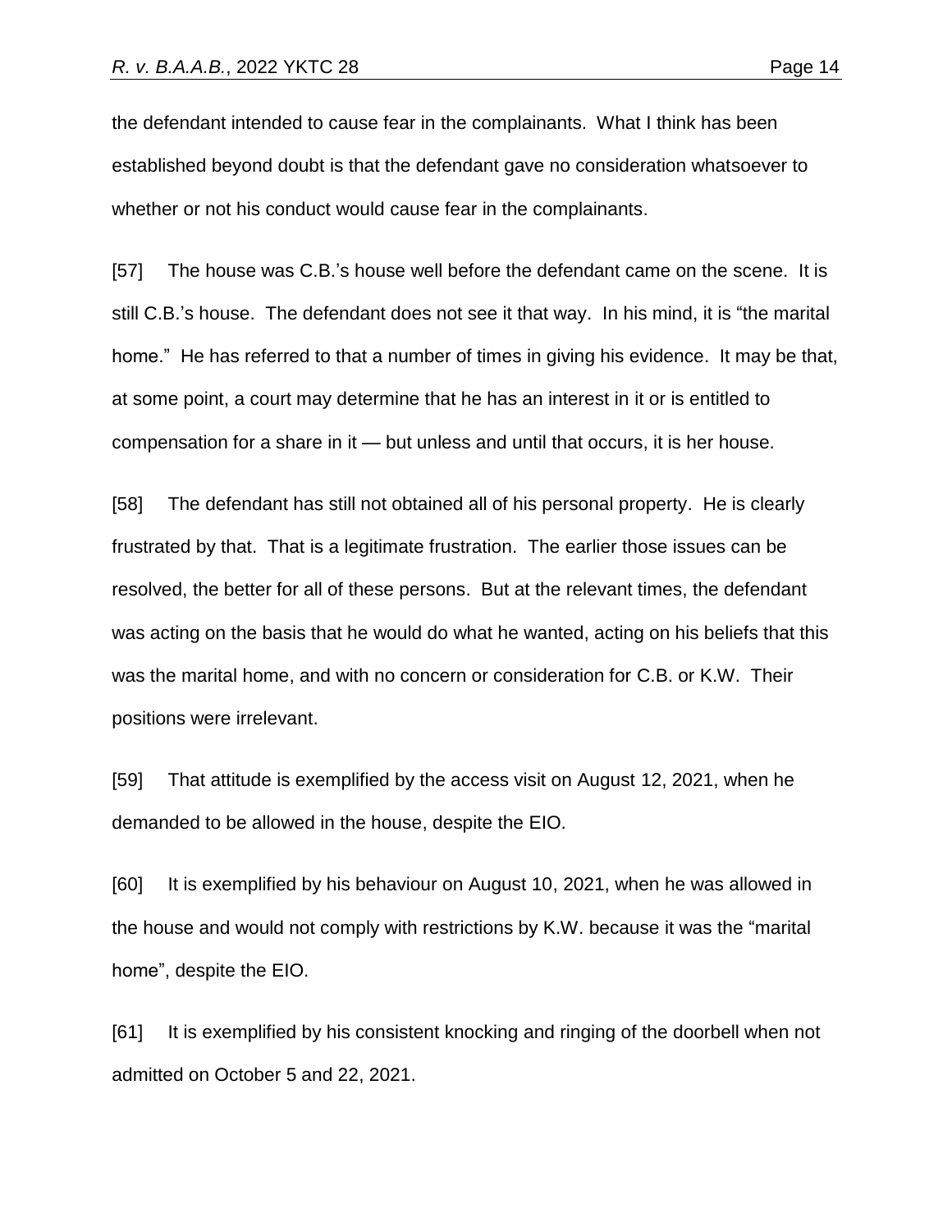the defendant intended to cause fear in the complainants. What I think has been established beyond doubt is that the defendant gave no consideration whatsoever to whether or not his conduct would cause fear in the complainants.

[57] The house was C.B.'s house well before the defendant came on the scene. It is still C.B.'s house. The defendant does not see it that way. In his mind, it is "the marital home." He has referred to that a number of times in giving his evidence. It may be that, at some point, a court may determine that he has an interest in it or is entitled to compensation for a share in it — but unless and until that occurs, it is her house.

[58] The defendant has still not obtained all of his personal property. He is clearly frustrated by that. That is a legitimate frustration. The earlier those issues can be resolved, the better for all of these persons. But at the relevant times, the defendant was acting on the basis that he would do what he wanted, acting on his beliefs that this was the marital home, and with no concern or consideration for C.B. or K.W. Their positions were irrelevant.

[59] That attitude is exemplified by the access visit on August 12, 2021, when he demanded to be allowed in the house, despite the EIO.

[60] It is exemplified by his behaviour on August 10, 2021, when he was allowed in the house and would not comply with restrictions by K.W. because it was the "marital home", despite the EIO.

[61] It is exemplified by his consistent knocking and ringing of the doorbell when not admitted on October 5 and 22, 2021.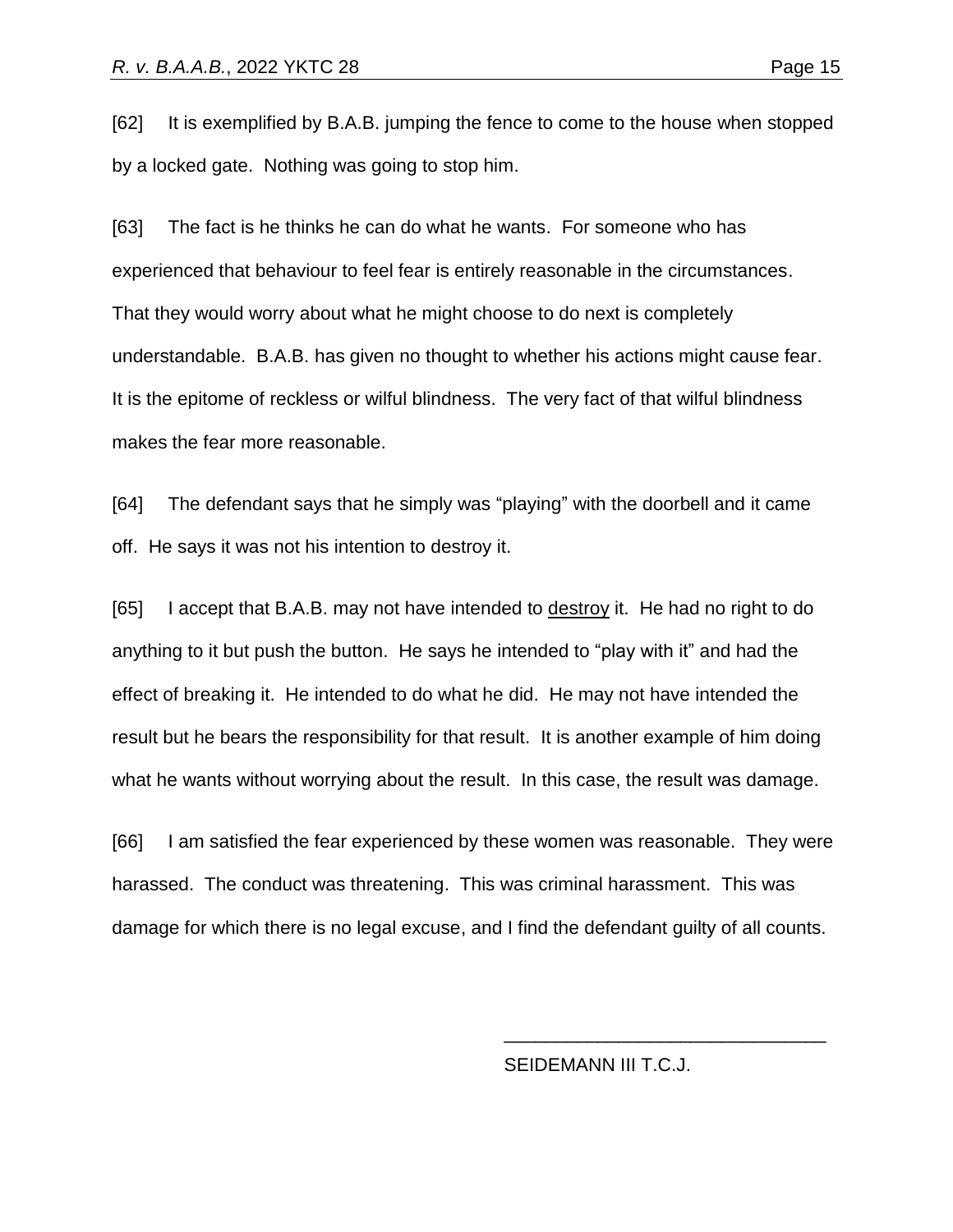[62] It is exemplified by B.A.B. jumping the fence to come to the house when stopped by a locked gate. Nothing was going to stop him.

[63] The fact is he thinks he can do what he wants. For someone who has experienced that behaviour to feel fear is entirely reasonable in the circumstances. That they would worry about what he might choose to do next is completely understandable. B.A.B. has given no thought to whether his actions might cause fear. It is the epitome of reckless or wilful blindness. The very fact of that wilful blindness makes the fear more reasonable.

[64] The defendant says that he simply was "playing" with the doorbell and it came off. He says it was not his intention to destroy it.

[65] I accept that B.A.B. may not have intended to <u>destroy</u> it. He had no right to do anything to it but push the button. He says he intended to "play with it" and had the effect of breaking it. He intended to do what he did. He may not have intended the result but he bears the responsibility for that result. It is another example of him doing what he wants without worrying about the result. In this case, the result was damage.

[66] I am satisfied the fear experienced by these women was reasonable. They were harassed. The conduct was threatening. This was criminal harassment. This was damage for which there is no legal excuse, and I find the defendant guilty of all counts.

\_\_\_\_\_\_\_\_\_\_\_\_\_\_\_\_\_\_\_\_\_\_\_\_\_\_\_\_\_\_\_\_

SEIDEMANN III T.C.J.